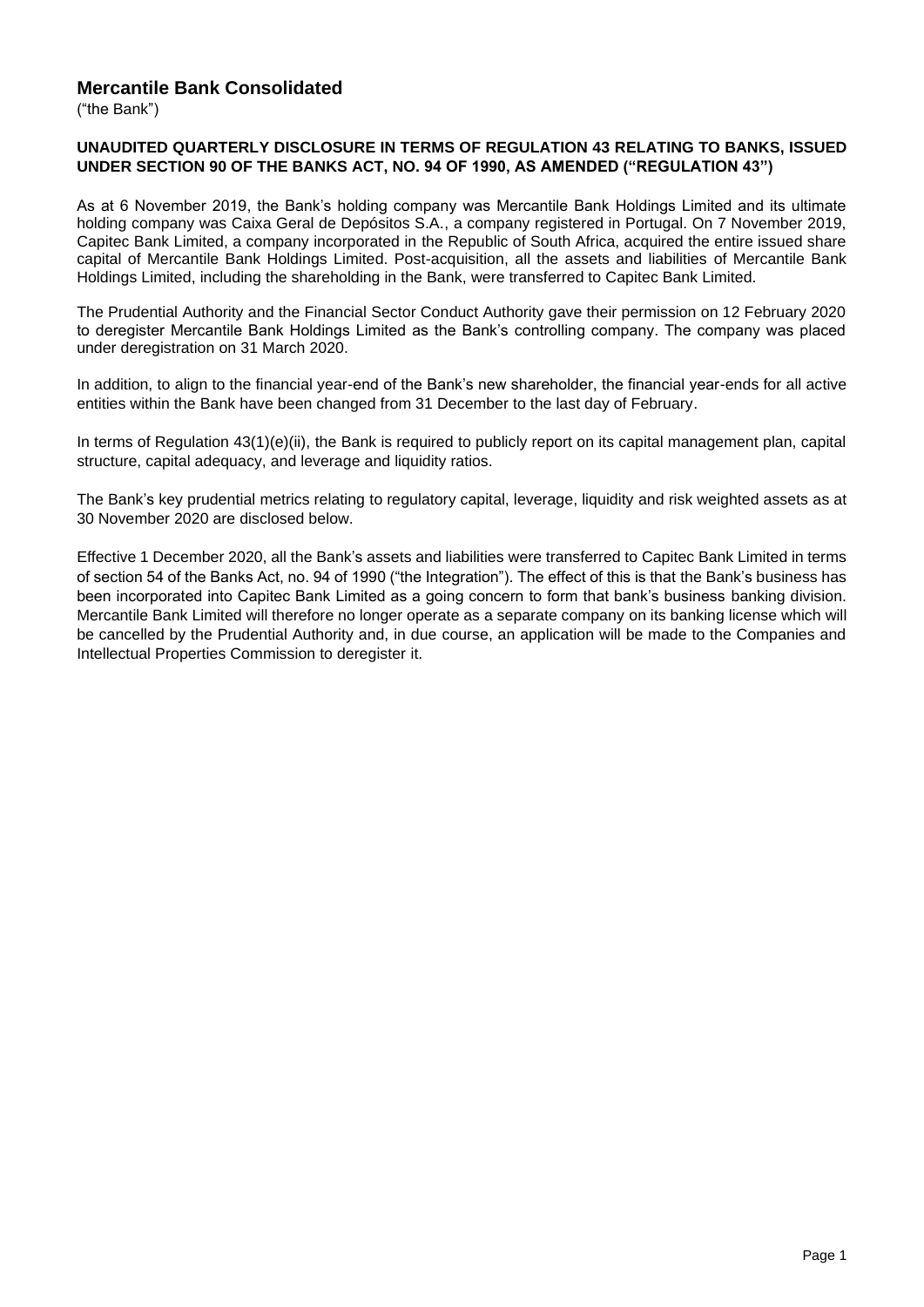# Mercantile Bank Consolidated

("the Bank")

**UNAUDITED QUARTERLY DISCLOSURE IN TERMS OF REGULATION 43 RELATING TO BANKS, ISSUED UNDER SECTION 90 OF THE BANKS ACT, NO. 94 OF 1990, AS AMENDED ("REGULATION 43")**

As at 6 November 2019, the Bank's holding company was Mercantile Bank Holdings Limited and its ultimate holding company was Caixa Geral de Depósitos S.A., a company registered in Portugal. On 7 November 2019, Capitec Bank Limited, a company incorporated in the Republic of South Africa, acquired the entire issued share capital of Mercantile Bank Holdings Limited. Post-acquisition, all the assets and liabilities of Mercantile Bank Holdings Limited, including the shareholding in the Bank, were transferred to Capitec Bank Limited.

The Prudential Authority and the Financial Sector Conduct Authority gave their permission on 12 February 2020 to deregister Mercantile Bank Holdings Limited as the Bank's controlling company. The company was placed under deregistration on 31 March 2020.

In addition, to align to the financial year-end of the Bank's new shareholder, the financial year-ends for all active entities within the Bank have been changed from 31 December to the last day of February.

In terms of Regulation 43(1)(e)(ii), the Bank is required to publicly report on its capital management plan, capital structure, capital adequacy, and leverage and liquidity ratios.

The Bank's key prudential metrics relating to regulatory capital, leverage, liquidity and risk weighted assets as at 30 November 2020 are disclosed below.

Effective 1 December 2020, all the Bank's assets and liabilities were transferred to Capitec Bank Limited in terms of section 54 of the Banks Act, no. 94 of 1990 ("the Integration"). The effect of this is that the Bank's business has been incorporated into Capitec Bank Limited as a going concern to form that bank's business banking division. Mercantile Bank Limited will therefore no longer operate as a separate company on its banking license which will be cancelled by the Prudential Authority and, in due course, an application will be made to the Companies and Intellectual Properties Commission to deregister it.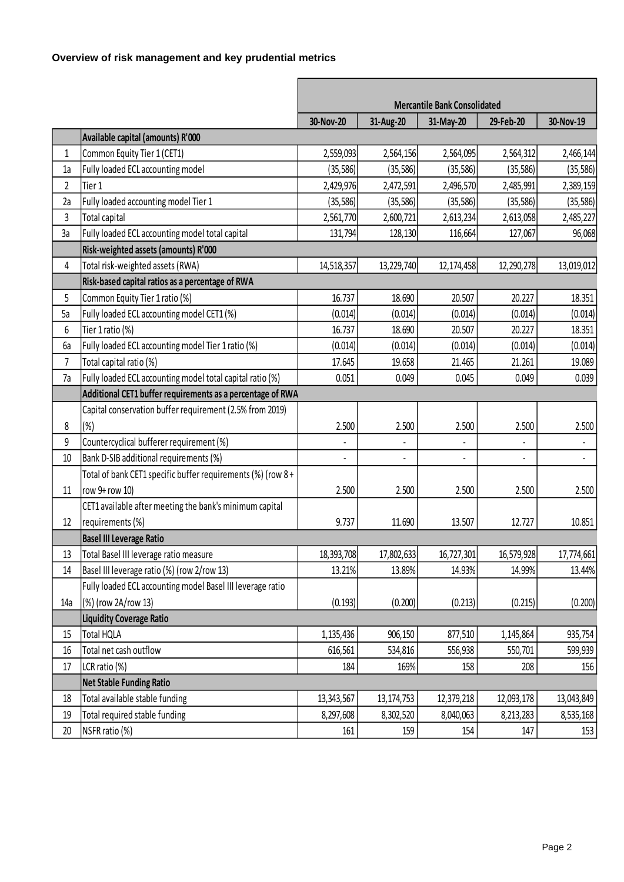**Overview of risk management and key prudential metrics**

| | | Mercantile Bank Consolidated | | | | |
|---|---|---|---|---|---|---|
| | | 30-Nov-20 | 31-Aug-20 | 31-May-20 | 29-Feb-20 | 30-Nov-19 |
| | **Available capital (amounts) R'000** | | | | | |
| 1 | Common Equity Tier 1 (CET1) | 2,559,093 | 2,564,156 | 2,564,095 | 2,564,312 | 2,466,144 |
| 1a | Fully loaded ECL accounting model | (35,586) | (35,586) | (35,586) | (35,586) | (35,586) |
| 2 | Tier 1 | 2,429,976 | 2,472,591 | 2,496,570 | 2,485,991 | 2,389,159 |
| 2a | Fully loaded accounting model Tier 1 | (35,586) | (35,586) | (35,586) | (35,586) | (35,586) |
| 3 | Total capital | 2,561,770 | 2,600,721 | 2,613,234 | 2,613,058 | 2,485,227 |
| 3a | Fully loaded ECL accounting model total capital | 131,794 | 128,130 | 116,664 | 127,067 | 96,068 |
| | **Risk-weighted assets (amounts) R'000** | | | | | |
| 4 | Total risk-weighted assets (RWA) | 14,518,357 | 13,229,740 | 12,174,458 | 12,290,278 | 13,019,012 |
| | **Risk-based capital ratios as a percentage of RWA** | | | | | |
| 5 | Common Equity Tier 1 ratio (%) | 16.737 | 18.690 | 20.507 | 20.227 | 18.351 |
| 5a | Fully loaded ECL accounting model CET1 (%) | (0.014) | (0.014) | (0.014) | (0.014) | (0.014) |
| 6 | Tier 1 ratio (%) | 16.737 | 18.690 | 20.507 | 20.227 | 18.351 |
| 6a | Fully loaded ECL accounting model Tier 1 ratio (%) | (0.014) | (0.014) | (0.014) | (0.014) | (0.014) |
| 7 | Total capital ratio (%) | 17.645 | 19.658 | 21.465 | 21.261 | 19.089 |
| 7a | Fully loaded ECL accounting model total capital ratio (%) | 0.051 | 0.049 | 0.045 | 0.049 | 0.039 |
| | **Additional CET1 buffer requirements as a percentage of RWA** | | | | | |
| 8 | Capital conservation buffer requirement (2.5% from 2019) (%) | 2.500 | 2.500 | 2.500 | 2.500 | 2.500 |
| 9 | Countercyclical bufferer requirement (%) | - | - | - | - | - |
| 10 | Bank D-SIB additional requirements (%) | - | - | - | - | - |
| 11 | Total of bank CET1 specific buffer requirements (%) (row 8 + row 9+ row 10) | 2.500 | 2.500 | 2.500 | 2.500 | 2.500 |
| 12 | CET1 available after meeting the bank's minimum capital requirements (%) | 9.737 | 11.690 | 13.507 | 12.727 | 10.851 |
| | **Basel III Leverage Ratio** | | | | | |
| 13 | Total Basel III leverage ratio measure | 18,393,708 | 17,802,633 | 16,727,301 | 16,579,928 | 17,774,661 |
| 14 | Basel III leverage ratio (%) (row 2/row 13) | 13.21% | 13.89% | 14.93% | 14.99% | 13.44% |
| 14a | Fully loaded ECL accounting model Basel III leverage ratio (%) (row 2A/row 13) | (0.193) | (0.200) | (0.213) | (0.215) | (0.200) |
| | **Liquidity Coverage Ratio** | | | | | |
| 15 | Total HQLA | 1,135,436 | 906,150 | 877,510 | 1,145,864 | 935,754 |
| 16 | Total net cash outflow | 616,561 | 534,816 | 556,938 | 550,701 | 599,939 |
| 17 | LCR ratio (%) | 184 | 169% | 158 | 208 | 156 |
| | **Net Stable Funding Ratio** | | | | | |
| 18 | Total available stable funding | 13,343,567 | 13,174,753 | 12,379,218 | 12,093,178 | 13,043,849 |
| 19 | Total required stable funding | 8,297,608 | 8,302,520 | 8,040,063 | 8,213,283 | 8,535,168 |
| 20 | NSFR ratio (%) | 161 | 159 | 154 | 147 | 153 |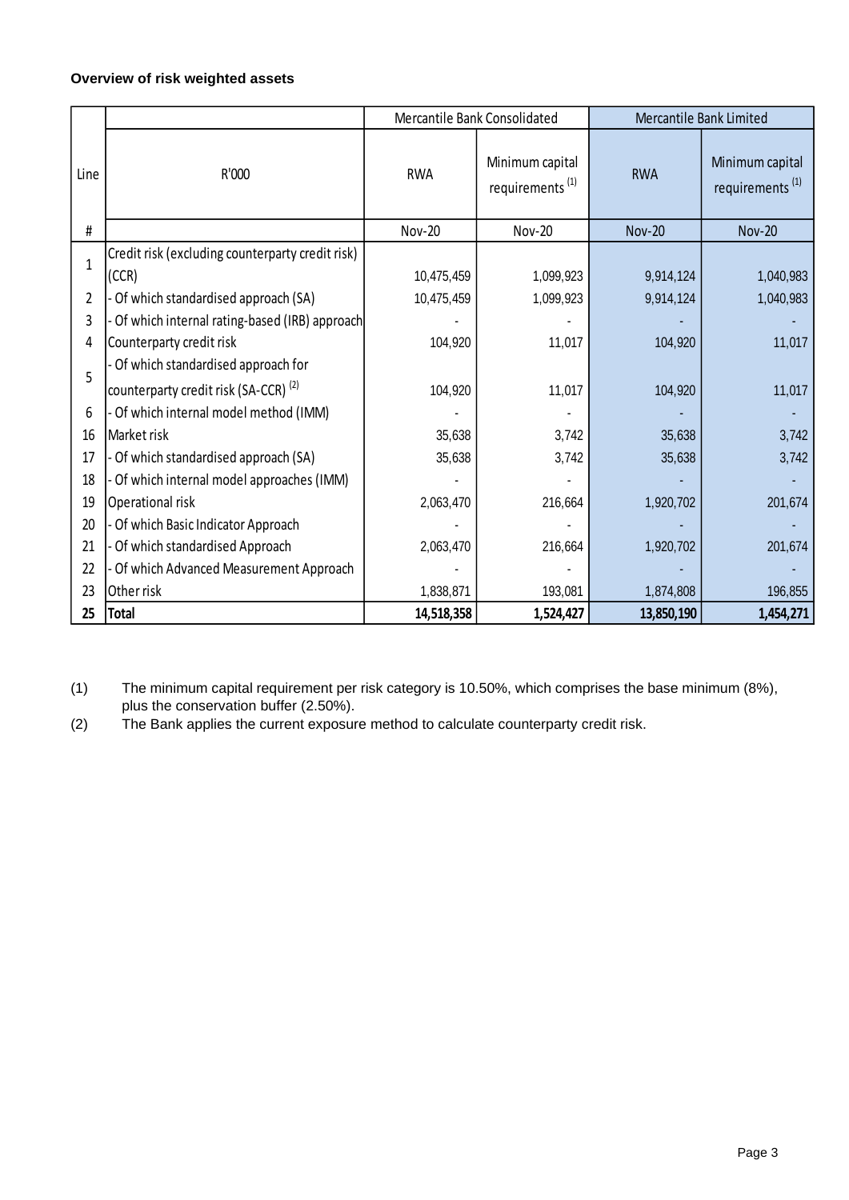**Overview of risk weighted assets**

| Line | R'000 | Mercantile Bank Consolidated | | Mercantile Bank Limited | |
|---|---|---|---|---|---|
| | | RWA | Minimum capital requirements [(1)] | RWA | Minimum capital requirements [(1)] |
| # | | Nov-20 | Nov-20 | Nov-20 | Nov-20 |
| 1 | Credit risk (excluding counterparty credit risk) (CCR) | 10,475,459 | 1,099,923 | 9,914,124 | 1,040,983 |
| 2 | - Of which standardised approach (SA) | 10,475,459 | 1,099,923 | 9,914,124 | 1,040,983 |
| 3 | - Of which internal rating-based (IRB) approach | - | - | - | - |
| 4 | Counterparty credit risk | 104,920 | 11,017 | 104,920 | 11,017 |
| 5 | - Of which standardised approach for counterparty credit risk (SA-CCR) [(2)] | 104,920 | 11,017 | 104,920 | 11,017 |
| 6 | - Of which internal model method (IMM) | - | - | - | - |
| 16 | Market risk | 35,638 | 3,742 | 35,638 | 3,742 |
| 17 | - Of which standardised approach (SA) | 35,638 | 3,742 | 35,638 | 3,742 |
| 18 | - Of which internal model approaches (IMM) | - | - | - | - |
| 19 | Operational risk | 2,063,470 | 216,664 | 1,920,702 | 201,674 |
| 20 | - Of which Basic Indicator Approach | - | - | - | - |
| 21 | - Of which standardised Approach | 2,063,470 | 216,664 | 1,920,702 | 201,674 |
| 22 | - Of which Advanced Measurement Approach | - | - | - | - |
| 23 | Other risk | 1,838,871 | 193,081 | 1,874,808 | 196,855 |
| **25** | **Total** | **14,518,358** | **1,524,427** | **13,850,190** | **1,454,271** |

(1) The minimum capital requirement per risk category is 10.50%, which comprises the base minimum (8%), plus the conservation buffer (2.50%).

(2) The Bank applies the current exposure method to calculate counterparty credit risk.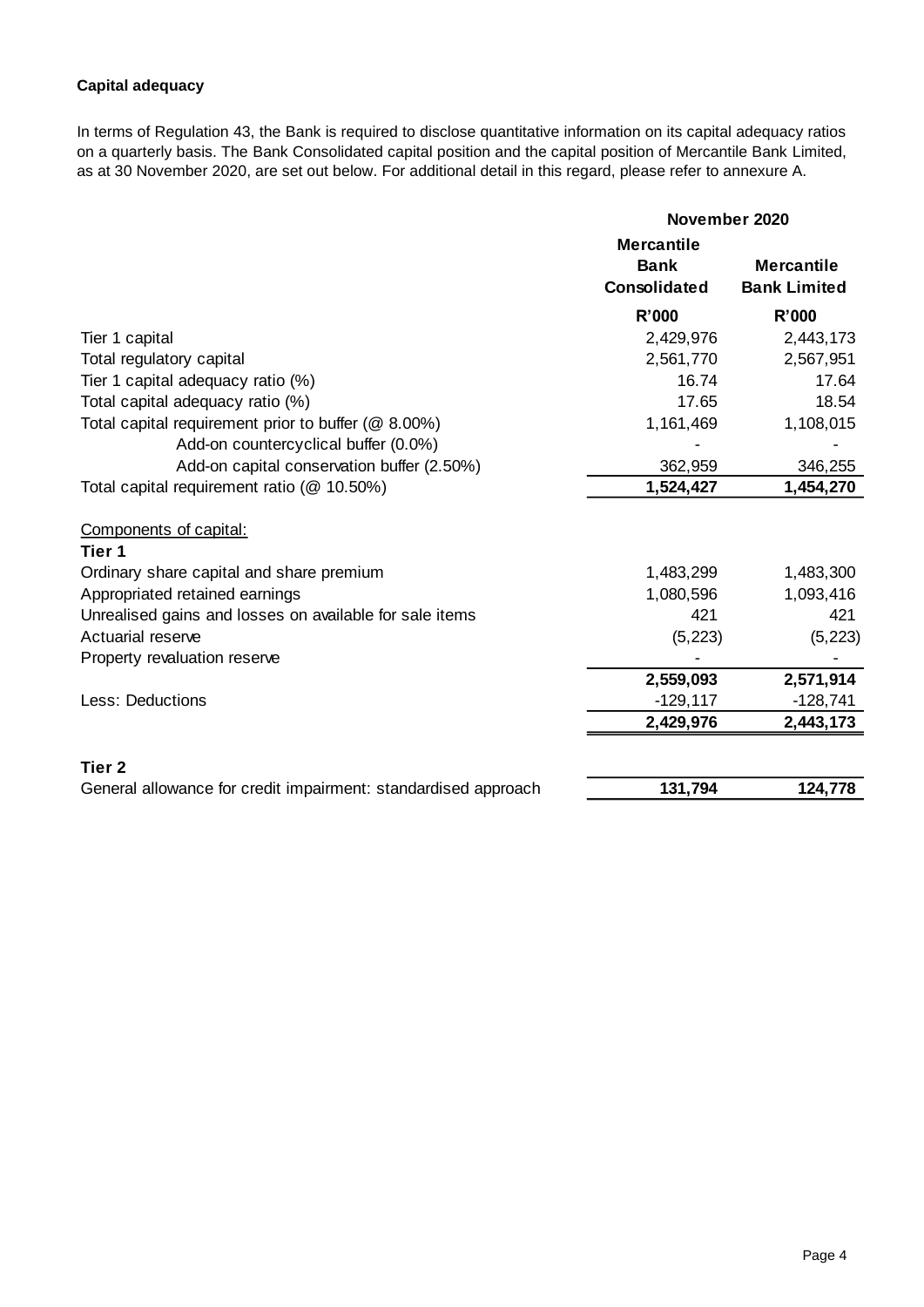**Capital adequacy**

In terms of Regulation 43, the Bank is required to disclose quantitative information on its capital adequacy ratios on a quarterly basis. The Bank Consolidated capital position and the capital position of Mercantile Bank Limited, as at 30 November 2020, are set out below. For additional detail in this regard, please refer to annexure A.

| | November 2020 | |
|---|---|---|
| | **Mercantile Bank Consolidated** | **Mercantile Bank Limited** |
| | **R'000** | **R'000** |
| Tier 1 capital | 2,429,976 | 2,443,173 |
| Total regulatory capital | 2,561,770 | 2,567,951 |
| Tier 1 capital adequacy ratio (%) | 16.74 | 17.64 |
| Total capital adequacy ratio (%) | 17.65 | 18.54 |
| Total capital requirement prior to buffer (@ 8.00%) | 1,161,469 | 1,108,015 |
| Add-on countercyclical buffer (0.0%) | - | - |
| Add-on capital conservation buffer (2.50%) | 362,959 | 346,255 |
| Total capital requirement ratio (@ 10.50%) | **1,524,427** | **1,454,270** |
| | | |
| Components of capital: | | |
| **Tier 1** | | |
| Ordinary share capital and share premium | 1,483,299 | 1,483,300 |
| Appropriated retained earnings | 1,080,596 | 1,093,416 |
| Unrealised gains and losses on available for sale items | 421 | 421 |
| Actuarial reserve | (5,223) | (5,223) |
| Property revaluation reserve | - | - |
| | **2,559,093** | **2,571,914** |
| Less: Deductions | -129,117 | -128,741 |
| | **2,429,976** | **2,443,173** |
| | | |
| **Tier 2** | | |
| General allowance for credit impairment: standardised approach | **131,794** | **124,778** |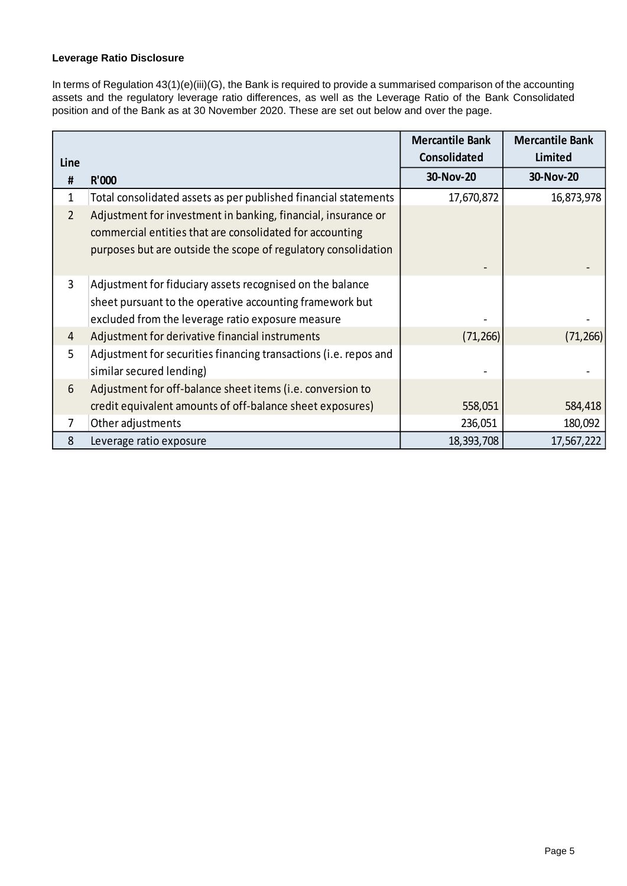**Leverage Ratio Disclosure**

In terms of Regulation 43(1)(e)(iii)(G), the Bank is required to provide a summarised comparison of the accounting assets and the regulatory leverage ratio differences, as well as the Leverage Ratio of the Bank Consolidated position and of the Bank as at 30 November 2020. These are set out below and over the page.

| Line | | Mercantile Bank Consolidated | Mercantile Bank Limited |
|---|---|---|---|
| # | R'000 | 30-Nov-20 | 30-Nov-20 |
| 1 | Total consolidated assets as per published financial statements | 17,670,872 | 16,873,978 |
| 2 | Adjustment for investment in banking, financial, insurance or commercial entities that are consolidated for accounting purposes but are outside the scope of regulatory consolidation | - | - |
| 3 | Adjustment for fiduciary assets recognised on the balance sheet pursuant to the operative accounting framework but excluded from the leverage ratio exposure measure | - | - |
| 4 | Adjustment for derivative financial instruments | (71,266) | (71,266) |
| 5 | Adjustment for securities financing transactions (i.e. repos and similar secured lending) | - | - |
| 6 | Adjustment for off-balance sheet items (i.e. conversion to credit equivalent amounts of off-balance sheet exposures) | 558,051 | 584,418 |
| 7 | Other adjustments | 236,051 | 180,092 |
| 8 | Leverage ratio exposure | 18,393,708 | 17,567,222 |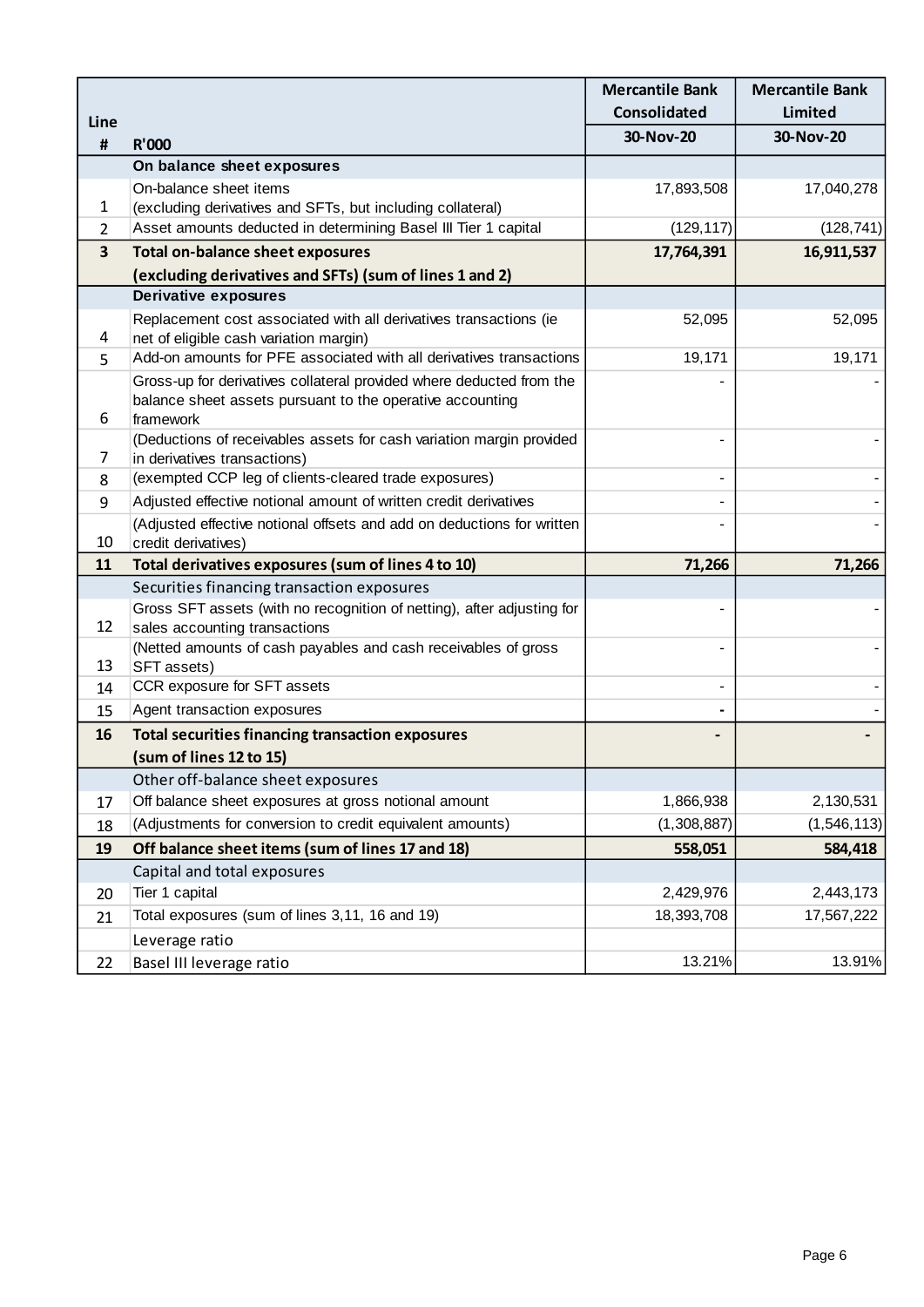| Line # | R'000 | Mercantile Bank Consolidated 30-Nov-20 | Mercantile Bank Limited 30-Nov-20 |
|---|---|---|---|
| | **On balance sheet exposures** | | |
| 1 | On-balance sheet items (excluding derivatives and SFTs, but including collateral) | 17,893,508 | 17,040,278 |
| 2 | Asset amounts deducted in determining Basel III Tier 1 capital | (129,117) | (128,741) |
| **3** | **Total on-balance sheet exposures (excluding derivatives and SFTs) (sum of lines 1 and 2)** | **17,764,391** | **16,911,537** |
| | **Derivative exposures** | | |
| 4 | Replacement cost associated with all derivatives transactions (ie net of eligible cash variation margin) | 52,095 | 52,095 |
| 5 | Add-on amounts for PFE associated with all derivatives transactions | 19,171 | 19,171 |
| 6 | Gross-up for derivatives collateral provided where deducted from the balance sheet assets pursuant to the operative accounting framework | - | - |
| 7 | (Deductions of receivables assets for cash variation margin provided in derivatives transactions) | - | - |
| 8 | (exempted CCP leg of clients-cleared trade exposures) | - | - |
| 9 | Adjusted effective notional amount of written credit derivatives | - | - |
| 10 | (Adjusted effective notional offsets and add on deductions for written credit derivatives) | - | - |
| **11** | **Total derivatives exposures (sum of lines 4 to 10)** | **71,266** | **71,266** |
| | Securities financing transaction exposures | | |
| 12 | Gross SFT assets (with no recognition of netting), after adjusting for sales accounting transactions | - | - |
| 13 | (Netted amounts of cash payables and cash receivables of gross SFT assets) | - | - |
| 14 | CCR exposure for SFT assets | - | - |
| 15 | Agent transaction exposures | - | - |
| **16** | **Total securities financing transaction exposures (sum of lines 12 to 15)** | **-** | **-** |
| | Other off-balance sheet exposures | | |
| 17 | Off balance sheet exposures at gross notional amount | 1,866,938 | 2,130,531 |
| 18 | (Adjustments for conversion to credit equivalent amounts) | (1,308,887) | (1,546,113) |
| **19** | **Off balance sheet items (sum of lines 17 and 18)** | **558,051** | **584,418** |
| | Capital and total exposures | | |
| 20 | Tier 1 capital | 2,429,976 | 2,443,173 |
| 21 | Total exposures (sum of lines 3,11, 16 and 19) | 18,393,708 | 17,567,222 |
| | Leverage ratio | | |
| 22 | Basel III leverage ratio | 13.21% | 13.91% |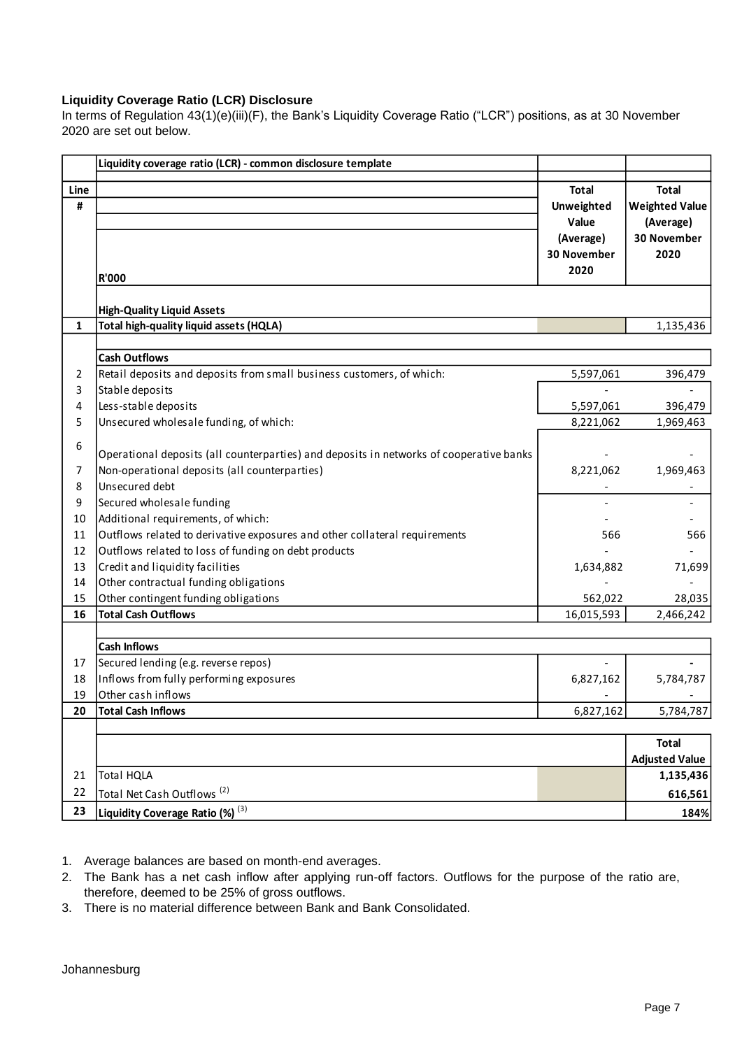**Liquidity Coverage Ratio (LCR) Disclosure**

In terms of Regulation 43(1)(e)(iii)(F), the Bank's Liquidity Coverage Ratio ("LCR") positions, as at 30 November 2020 are set out below.

| Line # | Liquidity coverage ratio (LCR) - common disclosure template<br>R'000 | Total Unweighted Value (Average) 30 November 2020 | Total Weighted Value (Average) 30 November 2020 |
|---|---|---|---|
| | **High-Quality Liquid Assets** | | |
| **1** | **Total high-quality liquid assets (HQLA)** | | 1,135,436 |
| | **Cash Outflows** | | |
| 2 | Retail deposits and deposits from small business customers, of which: | 5,597,061 | 396,479 |
| 3 | Stable deposits | - | - |
| 4 | Less-stable deposits | 5,597,061 | 396,479 |
| 5 | Unsecured wholesale funding, of which: | 8,221,062 | 1,969,463 |
| 6 | Operational deposits (all counterparties) and deposits in networks of cooperative banks | - | - |
| 7 | Non-operational deposits (all counterparties) | 8,221,062 | 1,969,463 |
| 8 | Unsecured debt | - | - |
| 9 | Secured wholesale funding | - | - |
| 10 | Additional requirements, of which: | - | - |
| 11 | Outflows related to derivative exposures and other collateral requirements | 566 | 566 |
| 12 | Outflows related to loss of funding on debt products | - | - |
| 13 | Credit and liquidity facilities | 1,634,882 | 71,699 |
| 14 | Other contractual funding obligations | - | - |
| 15 | Other contingent funding obligations | 562,022 | 28,035 |
| **16** | **Total Cash Outflows** | 16,015,593 | 2,466,242 |
| | **Cash Inflows** | | |
| 17 | Secured lending (e.g. reverse repos) | - | - |
| 18 | Inflows from fully performing exposures | 6,827,162 | 5,784,787 |
| 19 | Other cash inflows | - | - |
| **20** | **Total Cash Inflows** | 6,827,162 | 5,784,787 |
| | | | **Total Adjusted Value** |
| 21 | Total HQLA | | **1,135,436** |
| 22 | Total Net Cash Outflows [(2)] | | **616,561** |
| **23** | **Liquidity Coverage Ratio (%)** [(3)] | | **184%** |

1. Average balances are based on month-end averages.
2. The Bank has a net cash inflow after applying run-off factors. Outflows for the purpose of the ratio are, therefore, deemed to be 25% of gross outflows.
3. There is no material difference between Bank and Bank Consolidated.

Johannesburg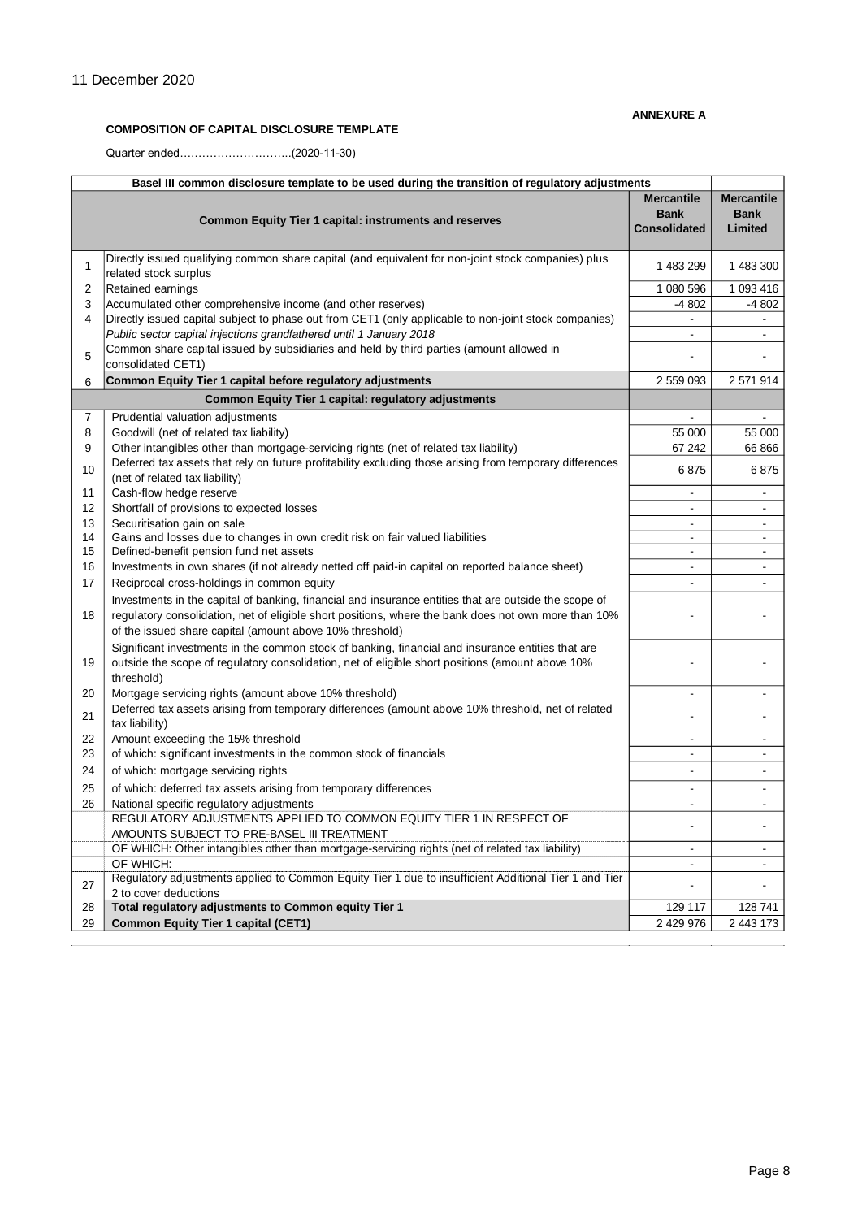11 December 2020

**ANNEXURE A**

**COMPOSITION OF CAPITAL DISCLOSURE TEMPLATE**

Quarter ended…………………………..(2020-11-30)

| | **Basel III common disclosure template to be used during the transition of regulatory adjustments** | | |
|---|---|---|---|
| | **Common Equity Tier 1 capital: instruments and reserves** | **Mercantile Bank Consolidated** | **Mercantile Bank Limited** |
| 1 | Directly issued qualifying common share capital (and equivalent for non-joint stock companies) plus related stock surplus | 1 483 299 | 1 483 300 |
| 2 | Retained earnings | 1 080 596 | 1 093 416 |
| 3 | Accumulated other comprehensive income (and other reserves) | -4 802 | -4 802 |
| 4 | Directly issued capital subject to phase out from CET1 (only applicable to non-joint stock companies) | - | - |
| | *Public sector capital injections grandfathered until 1 January 2018* | - | - |
| 5 | Common share capital issued by subsidiaries and held by third parties (amount allowed in consolidated CET1) | - | - |
| 6 | **Common Equity Tier 1 capital before regulatory adjustments** | 2 559 093 | 2 571 914 |
| | **Common Equity Tier 1 capital: regulatory adjustments** | | |
| 7 | Prudential valuation adjustments | - | - |
| 8 | Goodwill (net of related tax liability) | 55 000 | 55 000 |
| 9 | Other intangibles other than mortgage-servicing rights (net of related tax liability) | 67 242 | 66 866 |
| 10 | Deferred tax assets that rely on future profitability excluding those arising from temporary differences (net of related tax liability) | 6 875 | 6 875 |
| 11 | Cash-flow hedge reserve | - | - |
| 12 | Shortfall of provisions to expected losses | - | - |
| 13 | Securitisation gain on sale | - | - |
| 14 | Gains and losses due to changes in own credit risk on fair valued liabilities | - | - |
| 15 | Defined-benefit pension fund net assets | - | - |
| 16 | Investments in own shares (if not already netted off paid-in capital on reported balance sheet) | - | - |
| 17 | Reciprocal cross-holdings in common equity | - | - |
| 18 | Investments in the capital of banking, financial and insurance entities that are outside the scope of regulatory consolidation, net of eligible short positions, where the bank does not own more than 10% of the issued share capital (amount above 10% threshold) | - | - |
| 19 | Significant investments in the common stock of banking, financial and insurance entities that are outside the scope of regulatory consolidation, net of eligible short positions (amount above 10% threshold) | - | - |
| 20 | Mortgage servicing rights (amount above 10% threshold) | - | - |
| 21 | Deferred tax assets arising from temporary differences (amount above 10% threshold, net of related tax liability) | - | - |
| 22 | Amount exceeding the 15% threshold | - | - |
| 23 | of which: significant investments in the common stock of financials | - | - |
| 24 | of which: mortgage servicing rights | - | - |
| 25 | of which: deferred tax assets arising from temporary differences | - | - |
| 26 | National specific regulatory adjustments | - | - |
| | REGULATORY ADJUSTMENTS APPLIED TO COMMON EQUITY TIER 1 IN RESPECT OF AMOUNTS SUBJECT TO PRE-BASEL III TREATMENT | - | - |
| | OF WHICH: Other intangibles other than mortgage-servicing rights (net of related tax liability) | - | - |
| | OF WHICH: | - | - |
| 27 | Regulatory adjustments applied to Common Equity Tier 1 due to insufficient Additional Tier 1 and Tier 2 to cover deductions | - | - |
| 28 | **Total regulatory adjustments to Common equity Tier 1** | 129 117 | 128 741 |
| 29 | **Common Equity Tier 1 capital (CET1)** | 2 429 976 | 2 443 173 |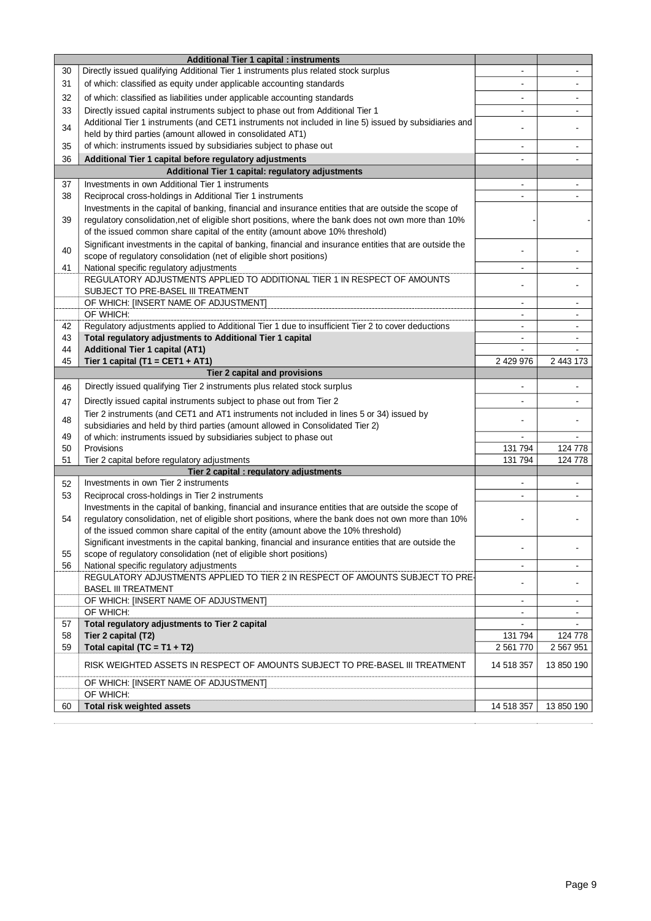| | Additional Tier 1 capital : instruments | | |
|---|---|---|---|
| 30 | Directly issued qualifying Additional Tier 1 instruments plus related stock surplus | - | - |
| 31 | of which: classified as equity under applicable accounting standards | - | - |
| 32 | of which: classified as liabilities under applicable accounting standards | - | - |
| 33 | Directly issued capital instruments subject to phase out from Additional Tier 1 | - | - |
| 34 | Additional Tier 1 instruments (and CET1 instruments not included in line 5) issued by subsidiaries and held by third parties (amount allowed in consolidated AT1) | - | - |
| 35 | of which: instruments issued by subsidiaries subject to phase out | - | - |
| 36 | **Additional Tier 1 capital before regulatory adjustments** | - | - |
| | **Additional Tier 1 capital: regulatory adjustments** | | |
| 37 | Investments in own Additional Tier 1 instruments | - | - |
| 38 | Reciprocal cross-holdings in Additional Tier 1 instruments | - | - |
| 39 | Investments in the capital of banking, financial and insurance entities that are outside the scope of regulatory consolidation,net of eligible short positions, where the bank does not own more than 10% of the issued common share capital of the entity (amount above 10% threshold) | - | - |
| 40 | Significant investments in the capital of banking, financial and insurance entities that are outside the scope of regulatory consolidation (net of eligible short positions) | - | - |
| 41 | National specific regulatory adjustments | - | - |
| | REGULATORY ADJUSTMENTS APPLIED TO ADDITIONAL TIER 1 IN RESPECT OF AMOUNTS SUBJECT TO PRE-BASEL III TREATMENT | - | - |
| | OF WHICH: [INSERT NAME OF ADJUSTMENT] | - | - |
| | OF WHICH: | - | - |
| 42 | Regulatory adjustments applied to Additional Tier 1 due to insufficient Tier 2 to cover deductions | - | - |
| 43 | **Total regulatory adjustments to Additional Tier 1 capital** | - | - |
| 44 | **Additional Tier 1 capital (AT1)** | - | - |
| 45 | **Tier 1 capital (T1 = CET1 + AT1)** | 2 429 976 | 2 443 173 |
| | **Tier 2 capital and provisions** | | |
| 46 | Directly issued qualifying Tier 2 instruments plus related stock surplus | - | - |
| 47 | Directly issued capital instruments subject to phase out from Tier 2 | - | - |
| 48 | Tier 2 instruments (and CET1 and AT1 instruments not included in lines 5 or 34) issued by subsidiaries and held by third parties (amount allowed in Consolidated Tier 2) | - | - |
| 49 | of which: instruments issued by subsidiaries subject to phase out | - | - |
| 50 | Provisions | 131 794 | 124 778 |
| 51 | Tier 2 capital before regulatory adjustments | 131 794 | 124 778 |
| | **Tier 2 capital : regulatory adjustments** | | |
| 52 | Investments in own Tier 2 instruments | - | - |
| 53 | Reciprocal cross-holdings in Tier 2 instruments | - | - |
| 54 | Investments in the capital of banking, financial and insurance entities that are outside the scope of regulatory consolidation, net of eligible short positions, where the bank does not own more than 10% of the issued common share capital of the entity (amount above the 10% threshold) | - | - |
| 55 | Significant investments in the capital banking, financial and insurance entities that are outside the scope of regulatory consolidation (net of eligible short positions) | - | - |
| 56 | National specific regulatory adjustments | - | - |
| | REGULATORY ADJUSTMENTS APPLIED TO TIER 2 IN RESPECT OF AMOUNTS SUBJECT TO PRE-BASEL III TREATMENT | - | - |
| | OF WHICH: [INSERT NAME OF ADJUSTMENT] | - | - |
| | OF WHICH: | - | - |
| 57 | **Total regulatory adjustments to Tier 2 capital** | - | - |
| 58 | **Tier 2 capital (T2)** | 131 794 | 124 778 |
| 59 | **Total capital (TC = T1 + T2)** | 2 561 770 | 2 567 951 |
| | RISK WEIGHTED ASSETS IN RESPECT OF AMOUNTS SUBJECT TO PRE-BASEL III TREATMENT | 14 518 357 | 13 850 190 |
| | OF WHICH: [INSERT NAME OF ADJUSTMENT] | | |
| | OF WHICH: | | |
| 60 | **Total risk weighted assets** | 14 518 357 | 13 850 190 |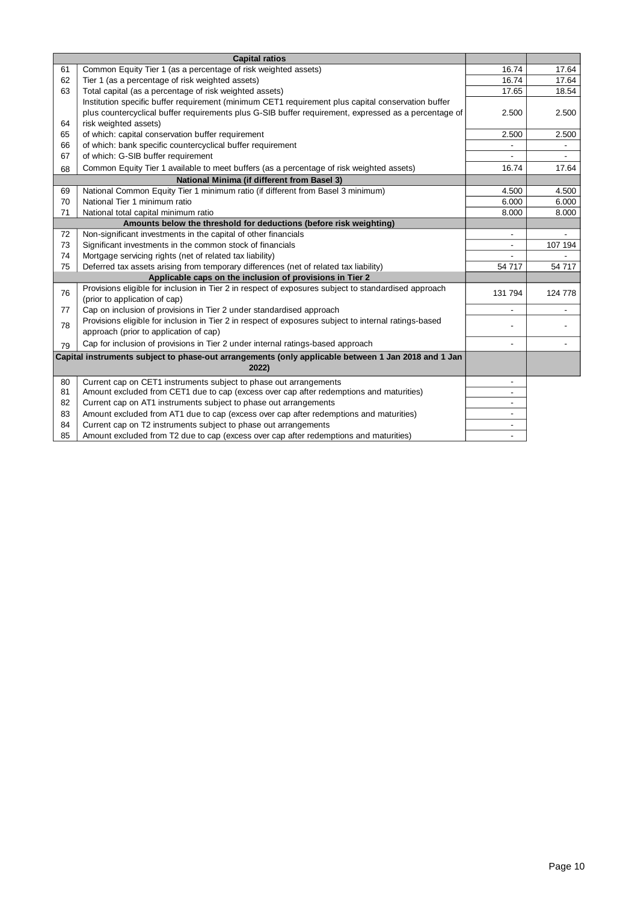| | | | |
|---|---|---|---|
| | **Capital ratios** | | |
| 61 | Common Equity Tier 1 (as a percentage of risk weighted assets) | 16.74 | 17.64 |
| 62 | Tier 1 (as a percentage of risk weighted assets) | 16.74 | 17.64 |
| 63 | Total capital (as a percentage of risk weighted assets) | 17.65 | 18.54 |
| 64 | Institution specific buffer requirement (minimum CET1 requirement plus capital conservation buffer plus countercyclical buffer requirements plus G-SIB buffer requirement, expressed as a percentage of risk weighted assets) | 2.500 | 2.500 |
| 65 | of which: capital conservation buffer requirement | 2.500 | 2.500 |
| 66 | of which: bank specific countercyclical buffer requirement | - | - |
| 67 | of which: G-SIB buffer requirement | - | - |
| 68 | Common Equity Tier 1 available to meet buffers (as a percentage of risk weighted assets) | 16.74 | 17.64 |
| | **National Minima (if different from Basel 3)** | | |
| 69 | National Common Equity Tier 1 minimum ratio (if different from Basel 3 minimum) | 4.500 | 4.500 |
| 70 | National Tier 1 minimum ratio | 6.000 | 6.000 |
| 71 | National total capital minimum ratio | 8.000 | 8.000 |
| | **Amounts below the threshold for deductions (before risk weighting)** | | |
| 72 | Non-significant investments in the capital of other financials | - | - |
| 73 | Significant investments in the common stock of financials | - | 107 194 |
| 74 | Mortgage servicing rights (net of related tax liability) | - | - |
| 75 | Deferred tax assets arising from temporary differences (net of related tax liability) | 54 717 | 54 717 |
| | **Applicable caps on the inclusion of provisions in Tier 2** | | |
| 76 | Provisions eligible for inclusion in Tier 2 in respect of exposures subject to standardised approach (prior to application of cap) | 131 794 | 124 778 |
| 77 | Cap on inclusion of provisions in Tier 2 under standardised approach | - | - |
| 78 | Provisions eligible for inclusion in Tier 2 in respect of exposures subject to internal ratings-based approach (prior to application of cap) | - | - |
| 79 | Cap for inclusion of provisions in Tier 2 under internal ratings-based approach | - | - |
| | **Capital instruments subject to phase-out arrangements (only applicable between 1 Jan 2018 and 1 Jan 2022)** | | |
| 80 | Current cap on CET1 instruments subject to phase out arrangements | - | |
| 81 | Amount excluded from CET1 due to cap (excess over cap after redemptions and maturities) | - | |
| 82 | Current cap on AT1 instruments subject to phase out arrangements | - | |
| 83 | Amount excluded from AT1 due to cap (excess over cap after redemptions and maturities) | - | |
| 84 | Current cap on T2 instruments subject to phase out arrangements | - | |
| 85 | Amount excluded from T2 due to cap (excess over cap after redemptions and maturities) | - | |